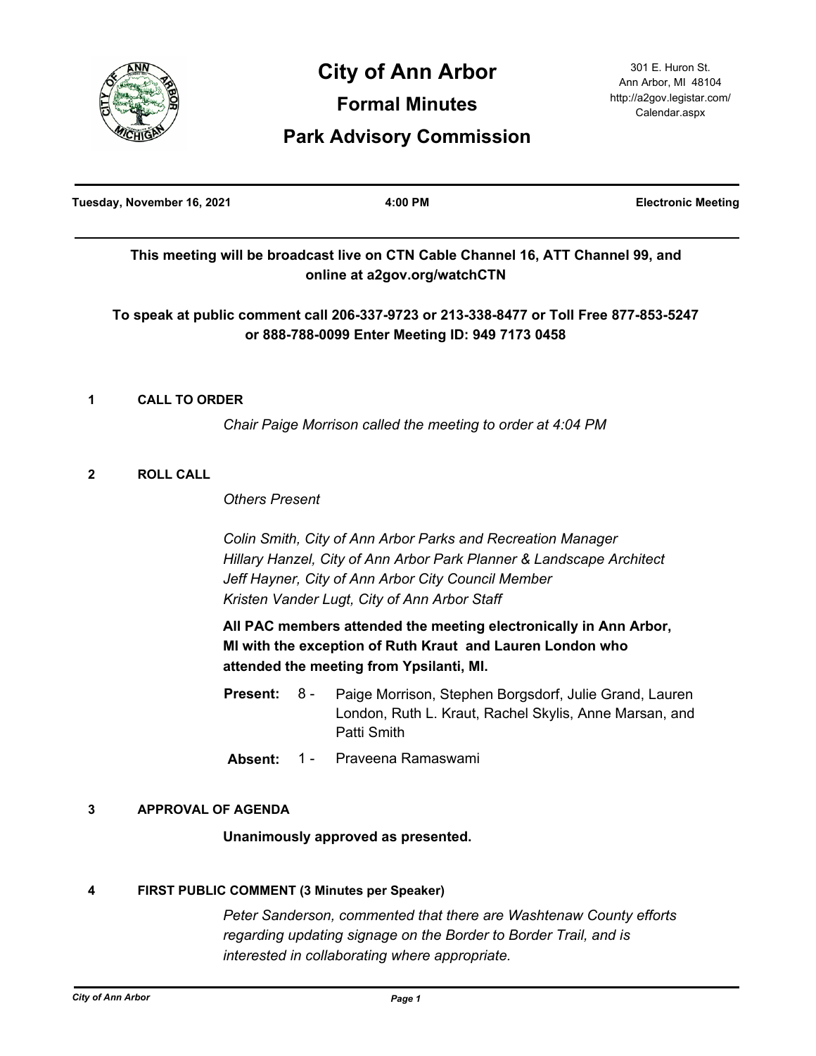# City of Ann Arbor

## Formal Minutes

## Park Advisory Commission

301 E. Huron St.
Ann Arbor, MI 48104
http://a2gov.legistar.com/Calendar.aspx

**Tuesday, November 16, 2021** | **4:00 PM** | **Electronic Meeting**

**This meeting will be broadcast live on CTN Cable Channel 16, ATT Channel 99, and online at a2gov.org/watchCTN**

**To speak at public comment call 206-337-9723 or 213-338-8477 or Toll Free 877-853-5247 or 888-788-0099 Enter Meeting ID: 949 7173 0458**

**1 CALL TO ORDER**

*Chair Paige Morrison called the meeting to order at 4:04 PM*

**2 ROLL CALL**

*Others Present*

*Colin Smith, City of Ann Arbor Parks and Recreation Manager*
*Hillary Hanzel, City of Ann Arbor Park Planner & Landscape Architect*
*Jeff Hayner, City of Ann Arbor City Council Member*
*Kristen Vander Lugt, City of Ann Arbor Staff*

**All PAC members attended the meeting electronically in Ann Arbor, MI with the exception of Ruth Kraut and Lauren London who attended the meeting from Ypsilanti, MI.**

**Present:** 8 - Paige Morrison, Stephen Borgsdorf, Julie Grand, Lauren London, Ruth L. Kraut, Rachel Skylis, Anne Marsan, and Patti Smith

**Absent:** 1 - Praveena Ramaswami

**3 APPROVAL OF AGENDA**

**Unanimously approved as presented.**

**4 FIRST PUBLIC COMMENT (3 Minutes per Speaker)**

*Peter Sanderson, commented that there are Washtenaw County efforts regarding updating signage on the Border to Border Trail, and is interested in collaborating where appropriate.*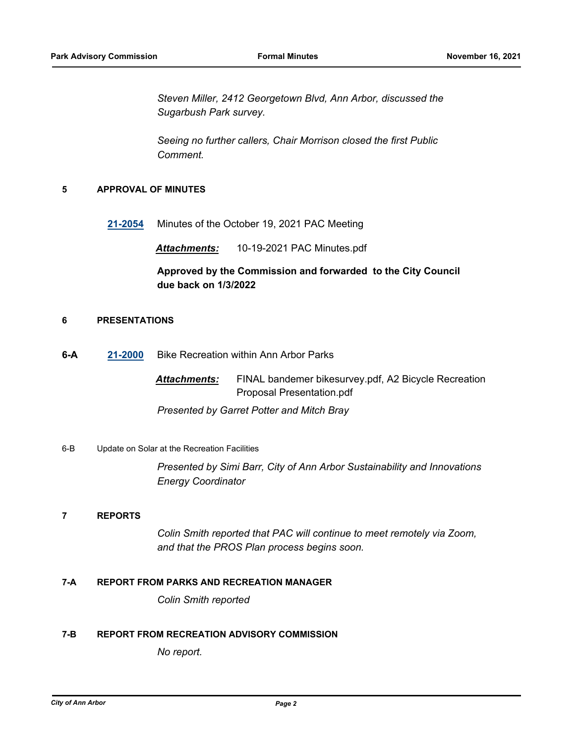*Steven Miller, 2412 Georgetown Blvd, Ann Arbor, discussed the Sugarbush Park survey.*

*Seeing no further callers, Chair Morrison closed the first Public Comment.*

## 5 APPROVAL OF MINUTES

**21-2054** Minutes of the October 19, 2021 PAC Meeting

***Attachments:*** 10-19-2021 PAC Minutes.pdf

**Approved by the Commission and forwarded to the City Council due back on 1/3/2022**

## 6 PRESENTATIONS

### 6-A 21-2000 Bike Recreation within Ann Arbor Parks

***Attachments:*** FINAL bandemer bikesurvey.pdf, A2 Bicycle Recreation Proposal Presentation.pdf

*Presented by Garret Potter and Mitch Bray*

### 6-B Update on Solar at the Recreation Facilities

*Presented by Simi Barr, City of Ann Arbor Sustainability and Innovations Energy Coordinator*

## 7 REPORTS

*Colin Smith reported that PAC will continue to meet remotely via Zoom, and that the PROS Plan process begins soon.*

### 7-A REPORT FROM PARKS AND RECREATION MANAGER

*Colin Smith reported*

### 7-B REPORT FROM RECREATION ADVISORY COMMISSION

*No report.*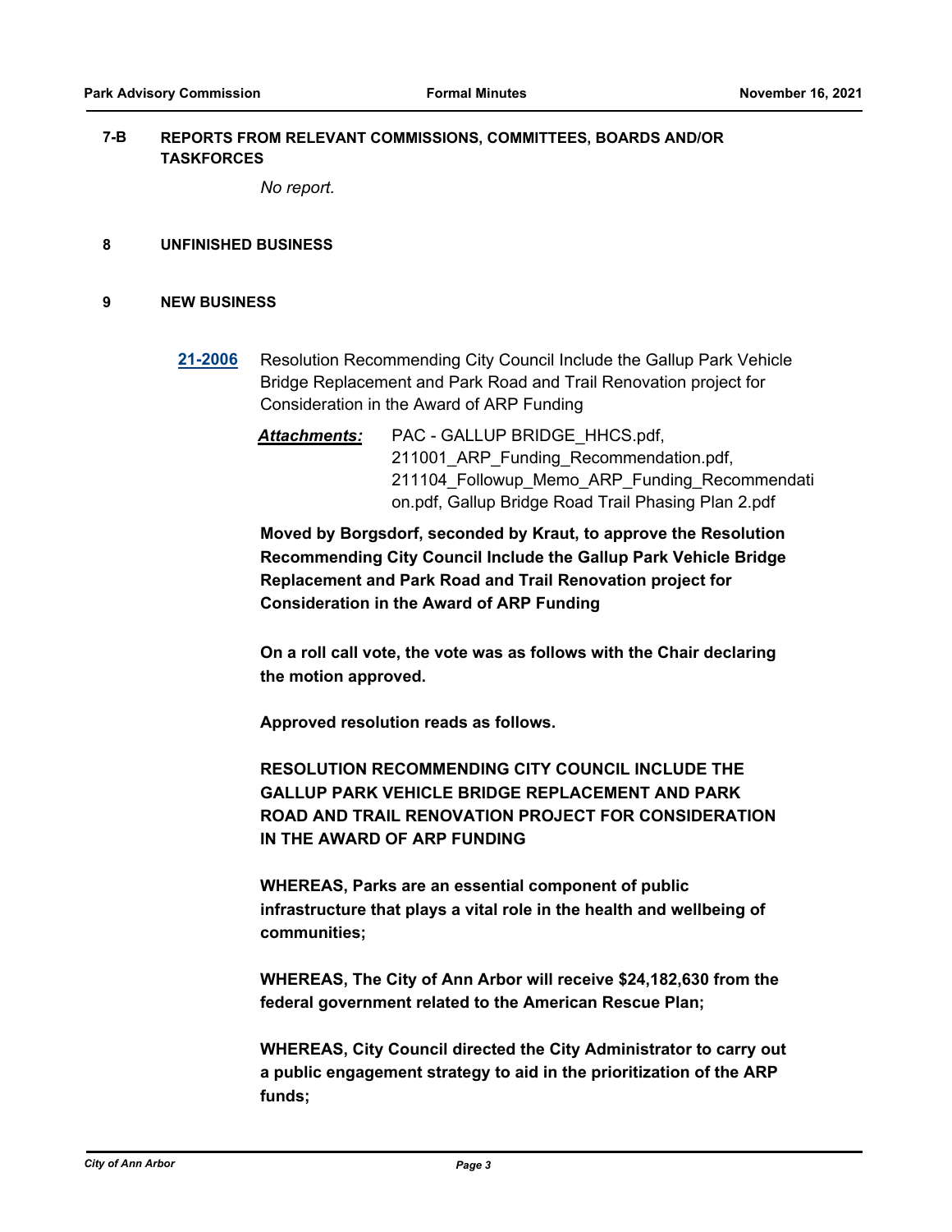## 7-B REPORTS FROM RELEVANT COMMISSIONS, COMMITTEES, BOARDS AND/OR TASKFORCES

*No report.*

## 8 UNFINISHED BUSINESS

## 9 NEW BUSINESS

**21-2006** Resolution Recommending City Council Include the Gallup Park Vehicle Bridge Replacement and Park Road and Trail Renovation project for Consideration in the Award of ARP Funding

***Attachments:*** PAC - GALLUP BRIDGE_HHCS.pdf, 211001_ARP_Funding_Recommendation.pdf, 211104_Followup_Memo_ARP_Funding_Recommendation.pdf, Gallup Bridge Road Trail Phasing Plan 2.pdf

**Moved by Borgsdorf, seconded by Kraut, to approve the Resolution Recommending City Council Include the Gallup Park Vehicle Bridge Replacement and Park Road and Trail Renovation project for Consideration in the Award of ARP Funding**

**On a roll call vote, the vote was as follows with the Chair declaring the motion approved.**

**Approved resolution reads as follows.**

**RESOLUTION RECOMMENDING CITY COUNCIL INCLUDE THE GALLUP PARK VEHICLE BRIDGE REPLACEMENT AND PARK ROAD AND TRAIL RENOVATION PROJECT FOR CONSIDERATION IN THE AWARD OF ARP FUNDING**

**WHEREAS, Parks are an essential component of public infrastructure that plays a vital role in the health and wellbeing of communities;**

**WHEREAS, The City of Ann Arbor will receive $24,182,630 from the federal government related to the American Rescue Plan;**

**WHEREAS, City Council directed the City Administrator to carry out a public engagement strategy to aid in the prioritization of the ARP funds;**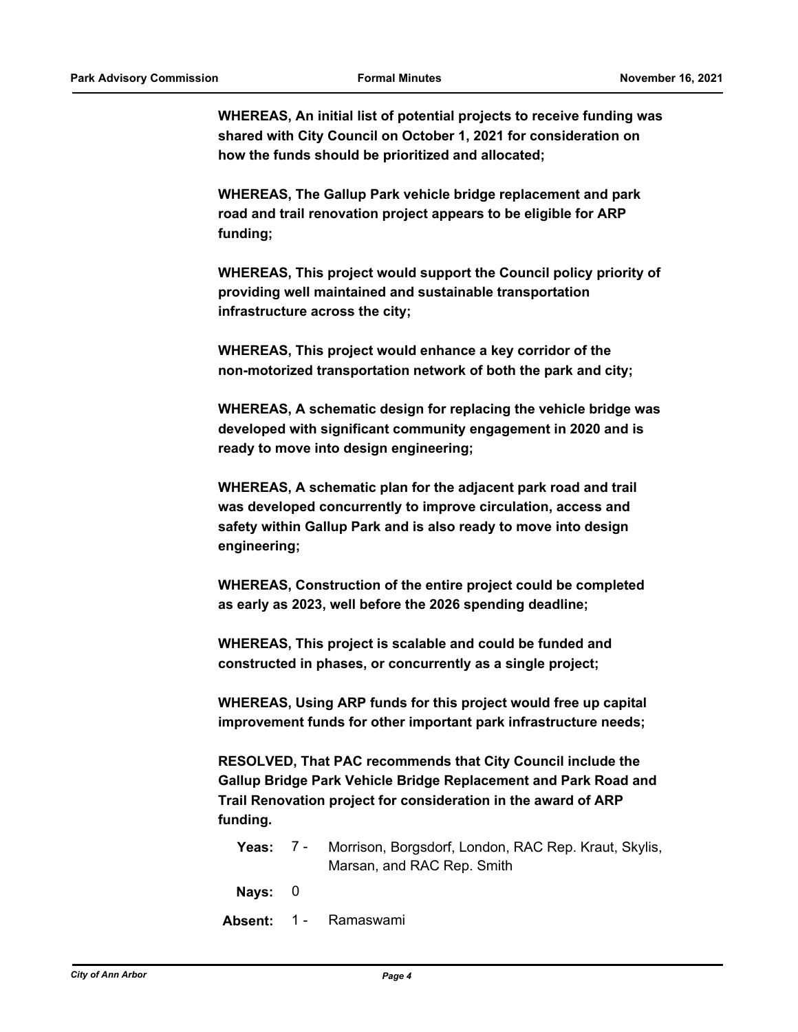**WHEREAS, An initial list of potential projects to receive funding was shared with City Council on October 1, 2021 for consideration on how the funds should be prioritized and allocated;**

**WHEREAS, The Gallup Park vehicle bridge replacement and park road and trail renovation project appears to be eligible for ARP funding;**

**WHEREAS, This project would support the Council policy priority of providing well maintained and sustainable transportation infrastructure across the city;**

**WHEREAS, This project would enhance a key corridor of the non-motorized transportation network of both the park and city;**

**WHEREAS, A schematic design for replacing the vehicle bridge was developed with significant community engagement in 2020 and is ready to move into design engineering;**

**WHEREAS, A schematic plan for the adjacent park road and trail was developed concurrently to improve circulation, access and safety within Gallup Park and is also ready to move into design engineering;**

**WHEREAS, Construction of the entire project could be completed as early as 2023, well before the 2026 spending deadline;**

**WHEREAS, This project is scalable and could be funded and constructed in phases, or concurrently as a single project;**

**WHEREAS, Using ARP funds for this project would free up capital improvement funds for other important park infrastructure needs;**

**RESOLVED, That PAC recommends that City Council include the Gallup Bridge Park Vehicle Bridge Replacement and Park Road and Trail Renovation project for consideration in the award of ARP funding.**

**Yeas:** 7 - Morrison, Borgsdorf, London, RAC Rep. Kraut, Skylis, Marsan, and RAC Rep. Smith

**Nays:** 0

**Absent:** 1 - Ramaswami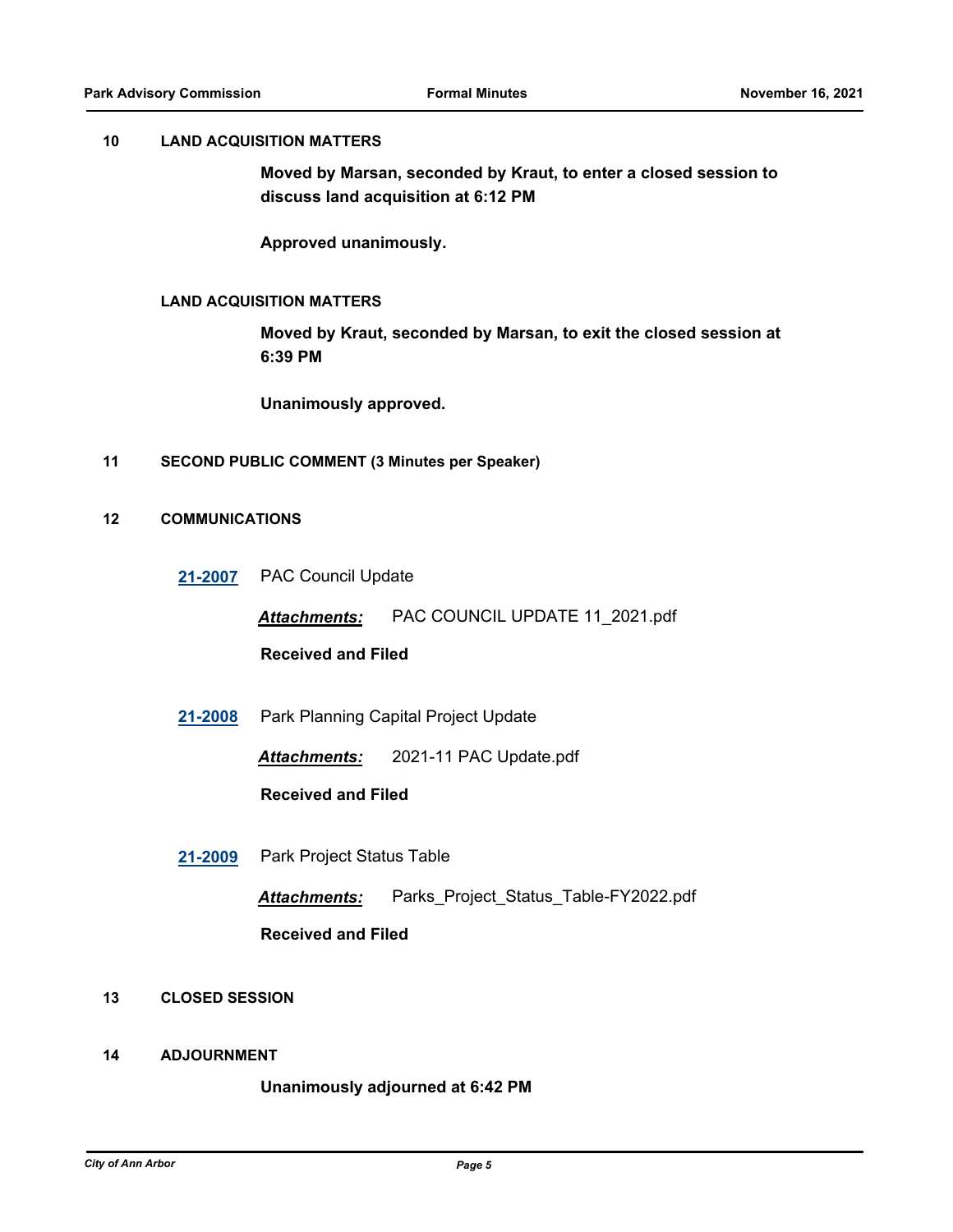## 10 LAND ACQUISITION MATTERS

**Moved by Marsan, seconded by Kraut, to enter a closed session to discuss land acquisition at 6:12 PM**

**Approved unanimously.**

### LAND ACQUISITION MATTERS

**Moved by Kraut, seconded by Marsan, to exit the closed session at 6:39 PM**

**Unanimously approved.**

## 11 SECOND PUBLIC COMMENT (3 Minutes per Speaker)

## 12 COMMUNICATIONS

**21-2007** PAC Council Update

***Attachments:*** PAC COUNCIL UPDATE 11_2021.pdf

**Received and Filed**

**21-2008** Park Planning Capital Project Update

***Attachments:*** 2021-11 PAC Update.pdf

**Received and Filed**

**21-2009** Park Project Status Table

***Attachments:*** Parks_Project_Status_Table-FY2022.pdf

**Received and Filed**

## 13 CLOSED SESSION

## 14 ADJOURNMENT

**Unanimously adjourned at 6:42 PM**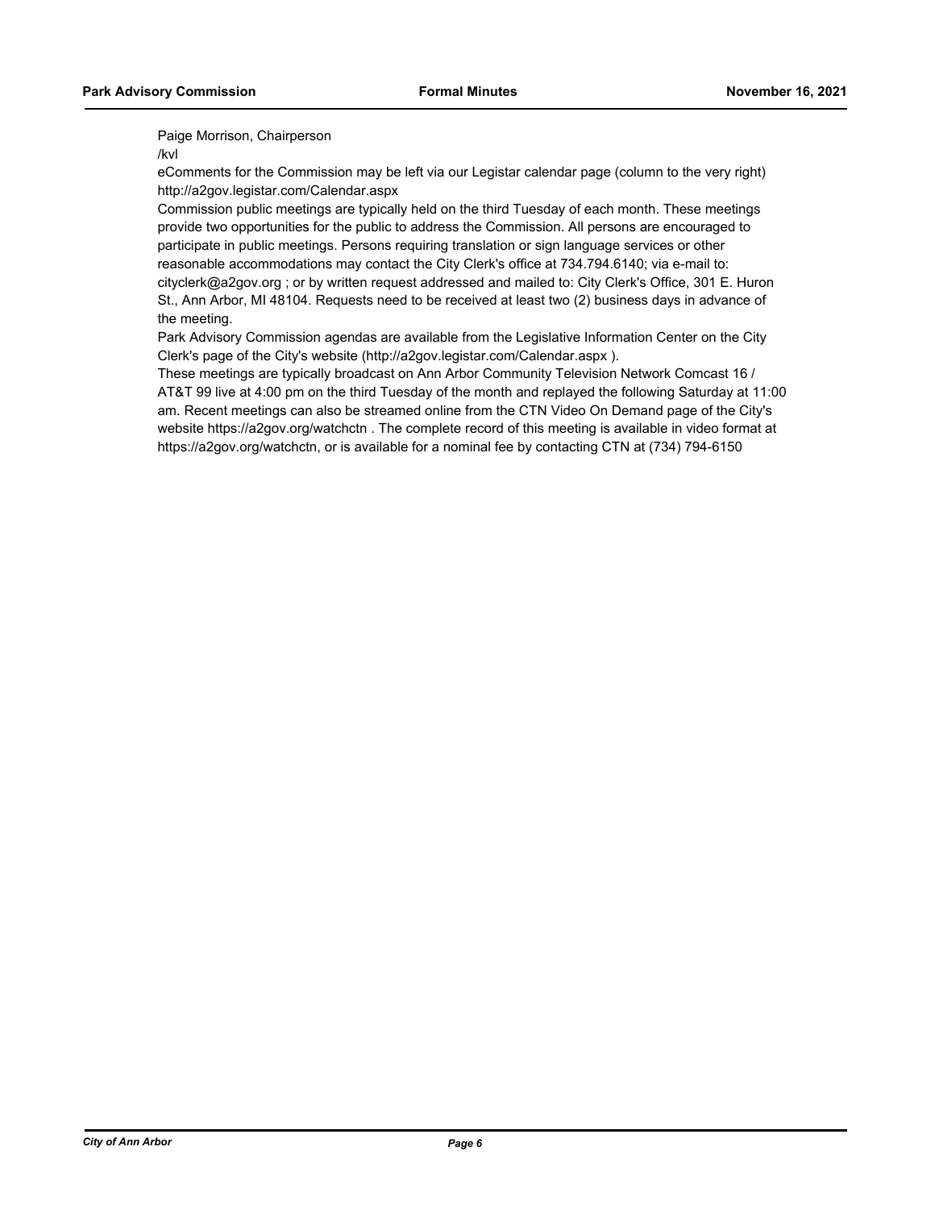Paige Morrison, Chairperson

/kvl

eComments for the Commission may be left via our Legistar calendar page (column to the very right) http://a2gov.legistar.com/Calendar.aspx

Commission public meetings are typically held on the third Tuesday of each month. These meetings provide two opportunities for the public to address the Commission. All persons are encouraged to participate in public meetings. Persons requiring translation or sign language services or other reasonable accommodations may contact the City Clerk's office at 734.794.6140; via e-mail to: cityclerk@a2gov.org ; or by written request addressed and mailed to: City Clerk's Office, 301 E. Huron St., Ann Arbor, MI 48104. Requests need to be received at least two (2) business days in advance of the meeting.

Park Advisory Commission agendas are available from the Legislative Information Center on the City Clerk's page of the City's website (http://a2gov.legistar.com/Calendar.aspx ).

These meetings are typically broadcast on Ann Arbor Community Television Network Comcast 16 / AT&T 99 live at 4:00 pm on the third Tuesday of the month and replayed the following Saturday at 11:00 am. Recent meetings can also be streamed online from the CTN Video On Demand page of the City's website https://a2gov.org/watchctn . The complete record of this meeting is available in video format at https://a2gov.org/watchctn, or is available for a nominal fee by contacting CTN at (734) 794-6150